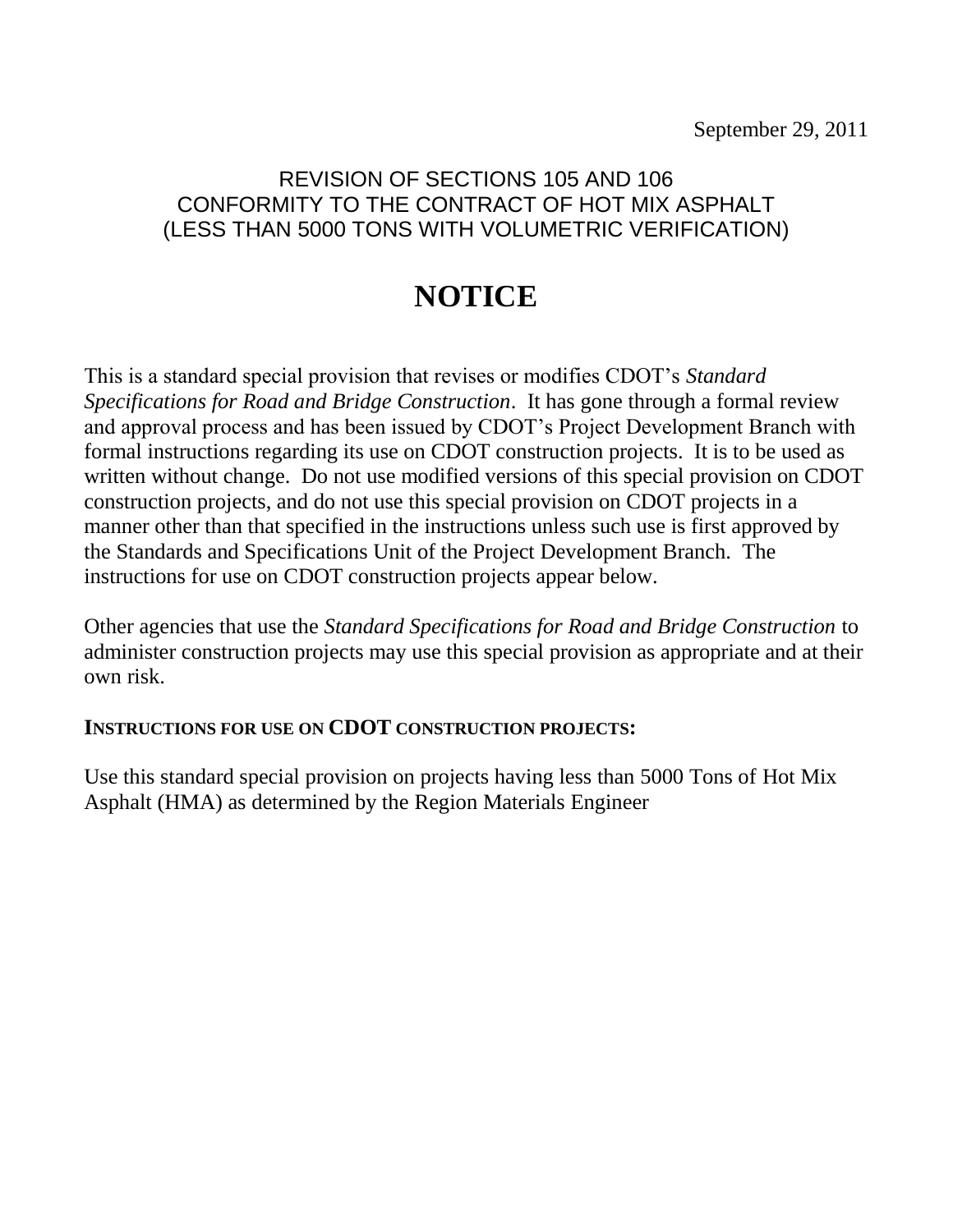September 29, 2011

REVISION OF SECTIONS 105 AND 106
CONFORMITY TO THE CONTRACT OF HOT MIX ASPHALT
(LESS THAN 5000 TONS WITH VOLUMETRIC VERIFICATION)

# NOTICE

This is a standard special provision that revises or modifies CDOT's *Standard Specifications for Road and Bridge Construction*. It has gone through a formal review and approval process and has been issued by CDOT's Project Development Branch with formal instructions regarding its use on CDOT construction projects. It is to be used as written without change. Do not use modified versions of this special provision on CDOT construction projects, and do not use this special provision on CDOT projects in a manner other than that specified in the instructions unless such use is first approved by the Standards and Specifications Unit of the Project Development Branch. The instructions for use on CDOT construction projects appear below.

Other agencies that use the *Standard Specifications for Road and Bridge Construction* to administer construction projects may use this special provision as appropriate and at their own risk.

**INSTRUCTIONS FOR USE ON CDOT CONSTRUCTION PROJECTS:**

Use this standard special provision on projects having less than 5000 Tons of Hot Mix Asphalt (HMA) as determined by the Region Materials Engineer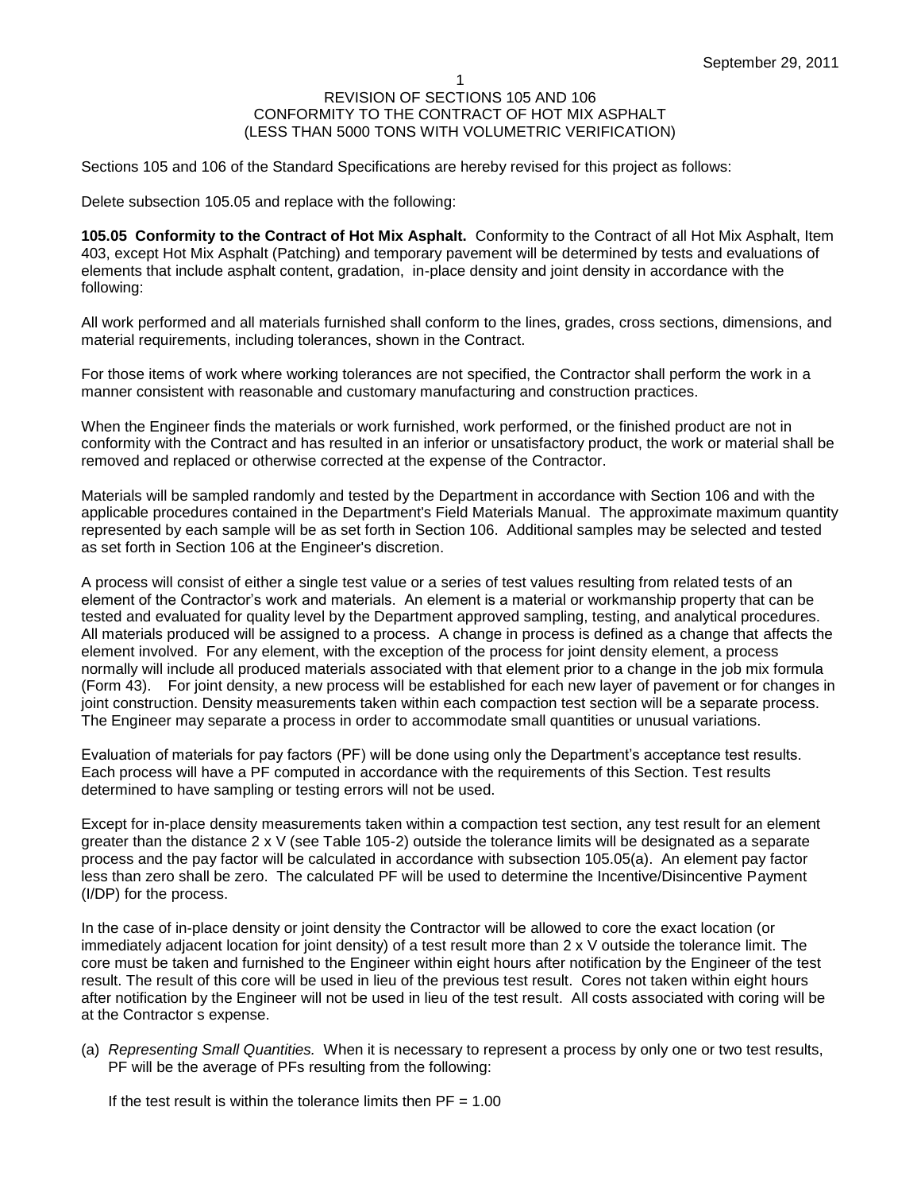September 29, 2011

REVISION OF SECTIONS 105 AND 106
CONFORMITY TO THE CONTRACT OF HOT MIX ASPHALT
(LESS THAN 5000 TONS WITH VOLUMETRIC VERIFICATION)

Sections 105 and 106 of the Standard Specifications are hereby revised for this project as follows:

Delete subsection 105.05 and replace with the following:

**105.05 Conformity to the Contract of Hot Mix Asphalt.** Conformity to the Contract of all Hot Mix Asphalt, Item 403, except Hot Mix Asphalt (Patching) and temporary pavement will be determined by tests and evaluations of elements that include asphalt content, gradation, in-place density and joint density in accordance with the following:

All work performed and all materials furnished shall conform to the lines, grades, cross sections, dimensions, and material requirements, including tolerances, shown in the Contract.

For those items of work where working tolerances are not specified, the Contractor shall perform the work in a manner consistent with reasonable and customary manufacturing and construction practices.

When the Engineer finds the materials or work furnished, work performed, or the finished product are not in conformity with the Contract and has resulted in an inferior or unsatisfactory product, the work or material shall be removed and replaced or otherwise corrected at the expense of the Contractor.

Materials will be sampled randomly and tested by the Department in accordance with Section 106 and with the applicable procedures contained in the Department's Field Materials Manual. The approximate maximum quantity represented by each sample will be as set forth in Section 106. Additional samples may be selected and tested as set forth in Section 106 at the Engineer's discretion.

A process will consist of either a single test value or a series of test values resulting from related tests of an element of the Contractor's work and materials. An element is a material or workmanship property that can be tested and evaluated for quality level by the Department approved sampling, testing, and analytical procedures. All materials produced will be assigned to a process. A change in process is defined as a change that affects the element involved. For any element, with the exception of the process for joint density element, a process normally will include all produced materials associated with that element prior to a change in the job mix formula (Form 43). For joint density, a new process will be established for each new layer of pavement or for changes in joint construction. Density measurements taken within each compaction test section will be a separate process. The Engineer may separate a process in order to accommodate small quantities or unusual variations.

Evaluation of materials for pay factors (PF) will be done using only the Department's acceptance test results. Each process will have a PF computed in accordance with the requirements of this Section. Test results determined to have sampling or testing errors will not be used.

Except for in-place density measurements taken within a compaction test section, any test result for an element greater than the distance 2 x V (see Table 105-2) outside the tolerance limits will be designated as a separate process and the pay factor will be calculated in accordance with subsection 105.05(a). An element pay factor less than zero shall be zero. The calculated PF will be used to determine the Incentive/Disincentive Payment (I/DP) for the process.

In the case of in-place density or joint density the Contractor will be allowed to core the exact location (or immediately adjacent location for joint density) of a test result more than 2 x V outside the tolerance limit. The core must be taken and furnished to the Engineer within eight hours after notification by the Engineer of the test result. The result of this core will be used in lieu of the previous test result. Cores not taken within eight hours after notification by the Engineer will not be used in lieu of the test result. All costs associated with coring will be at the Contractor s expense.

(a) *Representing Small Quantities.* When it is necessary to represent a process by only one or two test results, PF will be the average of PFs resulting from the following:

If the test result is within the tolerance limits then PF = 1.00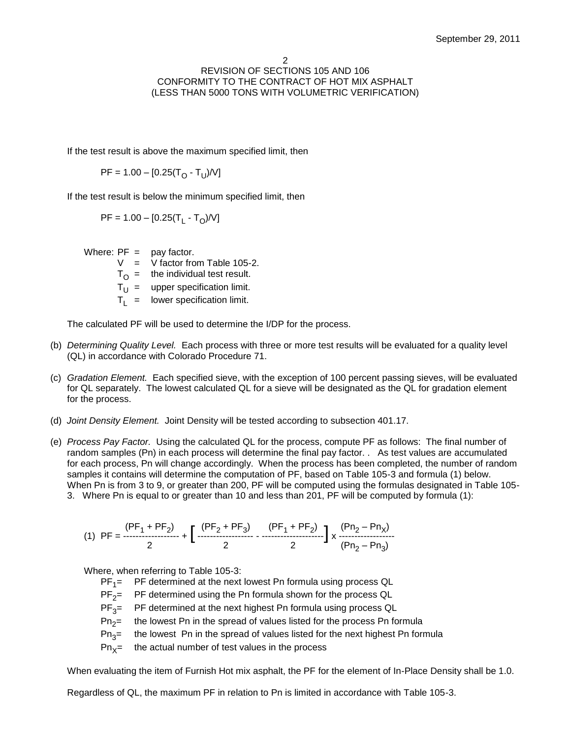If the test result is above the maximum specified limit, then

$$PF = 1.00 – [0.25(T_O - T_U)/V]$$

If the test result is below the minimum specified limit, then

$$PF = 1.00 – [0.25(T_L - T_O)/V]$$

Where: PF = pay factor.
- $V$ = V factor from Table 105-2.
- $T_O$ = the individual test result.
- $T_U$ = upper specification limit.
- $T_L$ = lower specification limit.

The calculated PF will be used to determine the I/DP for the process.

(b) *Determining Quality Level.* Each process with three or more test results will be evaluated for a quality level (QL) in accordance with Colorado Procedure 71.

(c) *Gradation Element.* Each specified sieve, with the exception of 100 percent passing sieves, will be evaluated for QL separately. The lowest calculated QL for a sieve will be designated as the QL for gradation element for the process.

(d) *Joint Density Element.* Joint Density will be tested according to subsection 401.17.

(e) *Process Pay Factor.* Using the calculated QL for the process, compute PF as follows: The final number of random samples (Pn) in each process will determine the final pay factor. . As test values are accumulated for each process, Pn will change accordingly. When the process has been completed, the number of random samples it contains will determine the computation of PF, based on Table 105-3 and formula (1) below. When Pn is from 3 to 9, or greater than 200, PF will be computed using the formulas designated in Table 105-3. Where Pn is equal to or greater than 10 and less than 201, PF will be computed by formula (1):

$$(1)\quad PF = \frac{(PF_1 + PF_2)}{2} + \left[ \frac{(PF_2 + PF_3)}{2} - \frac{(PF_1 + PF_2)}{2} \right] x \frac{(Pn_2 – Pn_X)}{(Pn_2 – Pn_3)}$$

Where, when referring to Table 105-3:
- $PF_1$= PF determined at the next lowest Pn formula using process QL
- $PF_2$= PF determined using the Pn formula shown for the process QL
- $PF_3$= PF determined at the next highest Pn formula using process QL
- $Pn_2$= the lowest Pn in the spread of values listed for the process Pn formula
- $Pn_3$= the lowest Pn in the spread of values listed for the next highest Pn formula
- $Pn_X$= the actual number of test values in the process

When evaluating the item of Furnish Hot mix asphalt, the PF for the element of In-Place Density shall be 1.0.

Regardless of QL, the maximum PF in relation to Pn is limited in accordance with Table 105-3.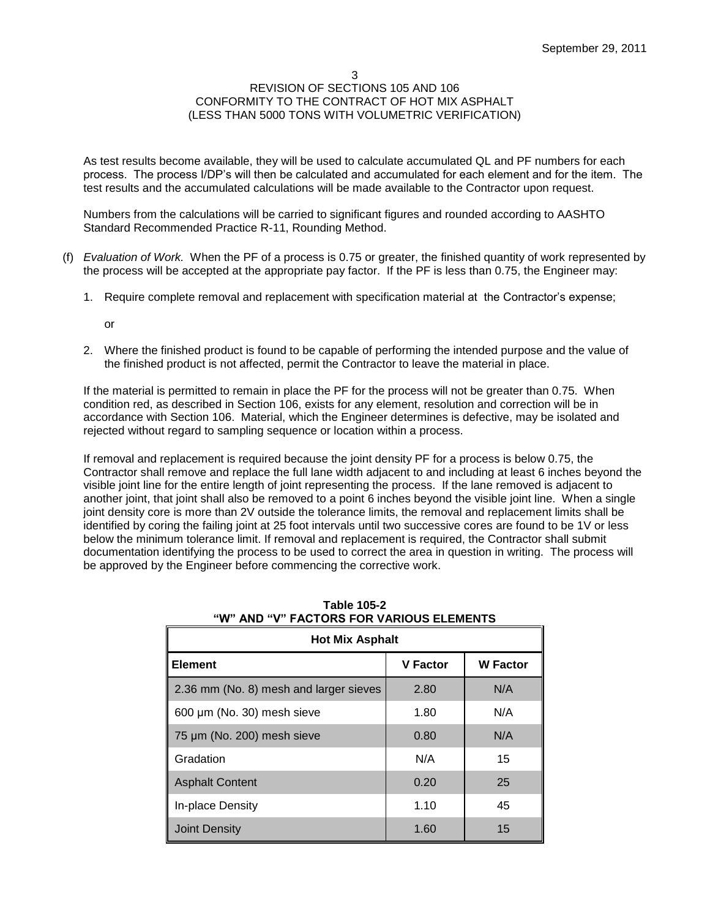As test results become available, they will be used to calculate accumulated QL and PF numbers for each process. The process I/DP's will then be calculated and accumulated for each element and for the item. The test results and the accumulated calculations will be made available to the Contractor upon request.

Numbers from the calculations will be carried to significant figures and rounded according to AASHTO Standard Recommended Practice R-11, Rounding Method.

(f) *Evaluation of Work.* When the PF of a process is 0.75 or greater, the finished quantity of work represented by the process will be accepted at the appropriate pay factor. If the PF is less than 0.75, the Engineer may:

1. Require complete removal and replacement with specification material at the Contractor's expense;

   or

2. Where the finished product is found to be capable of performing the intended purpose and the value of the finished product is not affected, permit the Contractor to leave the material in place.

If the material is permitted to remain in place the PF for the process will not be greater than 0.75. When condition red, as described in Section 106, exists for any element, resolution and correction will be in accordance with Section 106. Material, which the Engineer determines is defective, may be isolated and rejected without regard to sampling sequence or location within a process.

If removal and replacement is required because the joint density PF for a process is below 0.75, the Contractor shall remove and replace the full lane width adjacent to and including at least 6 inches beyond the visible joint line for the entire length of joint representing the process. If the lane removed is adjacent to another joint, that joint shall also be removed to a point 6 inches beyond the visible joint line. When a single joint density core is more than 2V outside the tolerance limits, the removal and replacement limits shall be identified by coring the failing joint at 25 foot intervals until two successive cores are found to be 1V or less below the minimum tolerance limit. If removal and replacement is required, the Contractor shall submit documentation identifying the process to be used to correct the area in question in writing. The process will be approved by the Engineer before commencing the corrective work.

**Table 105-2**
**"W" AND "V" FACTORS FOR VARIOUS ELEMENTS**

| Hot Mix Asphalt | | |
|---|---|---|
| **Element** | **V Factor** | **W Factor** |
| 2.36 mm (No. 8) mesh and larger sieves | 2.80 | N/A |
| 600 µm (No. 30) mesh sieve | 1.80 | N/A |
| 75 µm (No. 200) mesh sieve | 0.80 | N/A |
| Gradation | N/A | 15 |
| Asphalt Content | 0.20 | 25 |
| In-place Density | 1.10 | 45 |
| Joint Density | 1.60 | 15 |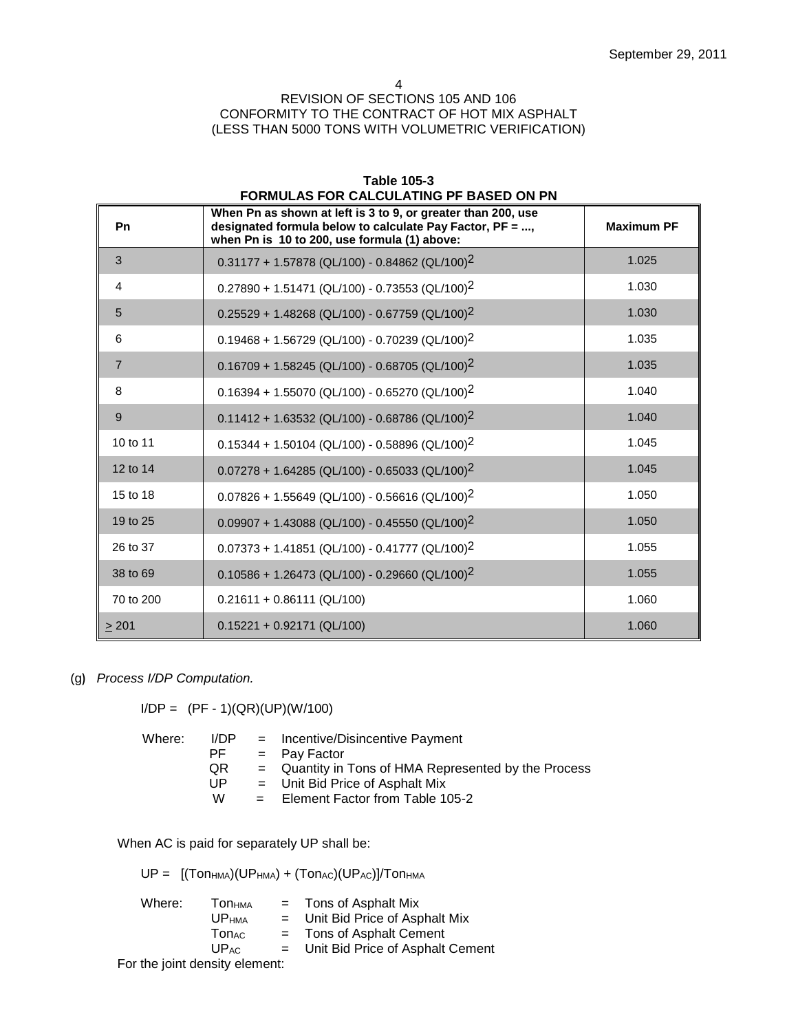**Table 105-3**
**FORMULAS FOR CALCULATING PF BASED ON PN**

| Pn | When Pn as shown at left is 3 to 9, or greater than 200, use designated formula below to calculate Pay Factor, PF = ..., when Pn is 10 to 200, use formula (1) above: | Maximum PF |
|---|---|---|
| 3 | $0.31177 + 1.57878\ (QL/100) - 0.84862\ (QL/100)^2$ | 1.025 |
| 4 | $0.27890 + 1.51471\ (QL/100) - 0.73553\ (QL/100)^2$ | 1.030 |
| 5 | $0.25529 + 1.48268\ (QL/100) - 0.67759\ (QL/100)^2$ | 1.030 |
| 6 | $0.19468 + 1.56729\ (QL/100) - 0.70239\ (QL/100)^2$ | 1.035 |
| 7 | $0.16709 + 1.58245\ (QL/100) - 0.68705\ (QL/100)^2$ | 1.035 |
| 8 | $0.16394 + 1.55070\ (QL/100) - 0.65270\ (QL/100)^2$ | 1.040 |
| 9 | $0.11412 + 1.63532\ (QL/100) - 0.68786\ (QL/100)^2$ | 1.040 |
| 10 to 11 | $0.15344 + 1.50104\ (QL/100) - 0.58896\ (QL/100)^2$ | 1.045 |
| 12 to 14 | $0.07278 + 1.64285\ (QL/100) - 0.65033\ (QL/100)^2$ | 1.045 |
| 15 to 18 | $0.07826 + 1.55649\ (QL/100) - 0.56616\ (QL/100)^2$ | 1.050 |
| 19 to 25 | $0.09907 + 1.43088\ (QL/100) - 0.45550\ (QL/100)^2$ | 1.050 |
| 26 to 37 | $0.07373 + 1.41851\ (QL/100) - 0.41777\ (QL/100)^2$ | 1.055 |
| 38 to 69 | $0.10586 + 1.26473\ (QL/100) - 0.29660\ (QL/100)^2$ | 1.055 |
| 70 to 200 | $0.21611 + 0.86111\ (QL/100)$ | 1.060 |
| $\geq$ 201 | $0.15221 + 0.92171\ (QL/100)$ | 1.060 |

(g) *Process I/DP Computation.*

$$I/DP = (PF - 1)(QR)(UP)(W/100)$$

Where:
- I/DP = Incentive/Disincentive Payment
- PF = Pay Factor
- QR = Quantity in Tons of HMA Represented by the Process
- UP = Unit Bid Price of Asphalt Mix
- W = Element Factor from Table 105-2

When AC is paid for separately UP shall be:

$$UP = [(Ton_{HMA})(UP_{HMA}) + (Ton_{AC})(UP_{AC})]/Ton_{HMA}$$

Where:
- $Ton_{HMA}$ = Tons of Asphalt Mix
- $UP_{HMA}$ = Unit Bid Price of Asphalt Mix
- $Ton_{AC}$ = Tons of Asphalt Cement
- $UP_{AC}$ = Unit Bid Price of Asphalt Cement

For the joint density element: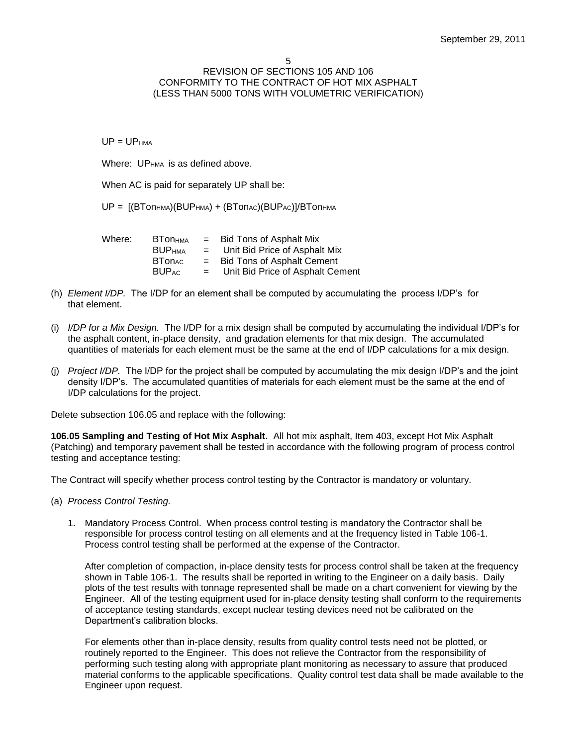$UP = UP_{HMA}$

Where: $UP_{HMA}$ is as defined above.

When AC is paid for separately UP shall be:

$UP = [(BTon_{HMA})(BUP_{HMA}) + (BTon_{AC})(BUP_{AC})]/BTon_{HMA}$

Where: $BTon_{HMA}$ = Bid Tons of Asphalt Mix
$BUP_{HMA}$ = Unit Bid Price of Asphalt Mix
$BTon_{AC}$ = Bid Tons of Asphalt Cement
$BUP_{AC}$ = Unit Bid Price of Asphalt Cement

(h) *Element I/DP.* The I/DP for an element shall be computed by accumulating the process I/DP's for that element.

(i) *I/DP for a Mix Design.* The I/DP for a mix design shall be computed by accumulating the individual I/DP's for the asphalt content, in-place density, and gradation elements for that mix design. The accumulated quantities of materials for each element must be the same at the end of I/DP calculations for a mix design.

(j) *Project I/DP.* The I/DP for the project shall be computed by accumulating the mix design I/DP's and the joint density I/DP's. The accumulated quantities of materials for each element must be the same at the end of I/DP calculations for the project.

Delete subsection 106.05 and replace with the following:

**106.05 Sampling and Testing of Hot Mix Asphalt.** All hot mix asphalt, Item 403, except Hot Mix Asphalt (Patching) and temporary pavement shall be tested in accordance with the following program of process control testing and acceptance testing:

The Contract will specify whether process control testing by the Contractor is mandatory or voluntary.

(a) *Process Control Testing.*

1. Mandatory Process Control. When process control testing is mandatory the Contractor shall be responsible for process control testing on all elements and at the frequency listed in Table 106-1. Process control testing shall be performed at the expense of the Contractor.

   After completion of compaction, in-place density tests for process control shall be taken at the frequency shown in Table 106-1. The results shall be reported in writing to the Engineer on a daily basis. Daily plots of the test results with tonnage represented shall be made on a chart convenient for viewing by the Engineer. All of the testing equipment used for in-place density testing shall conform to the requirements of acceptance testing standards, except nuclear testing devices need not be calibrated on the Department's calibration blocks.

   For elements other than in-place density, results from quality control tests need not be plotted, or routinely reported to the Engineer. This does not relieve the Contractor from the responsibility of performing such testing along with appropriate plant monitoring as necessary to assure that produced material conforms to the applicable specifications. Quality control test data shall be made available to the Engineer upon request.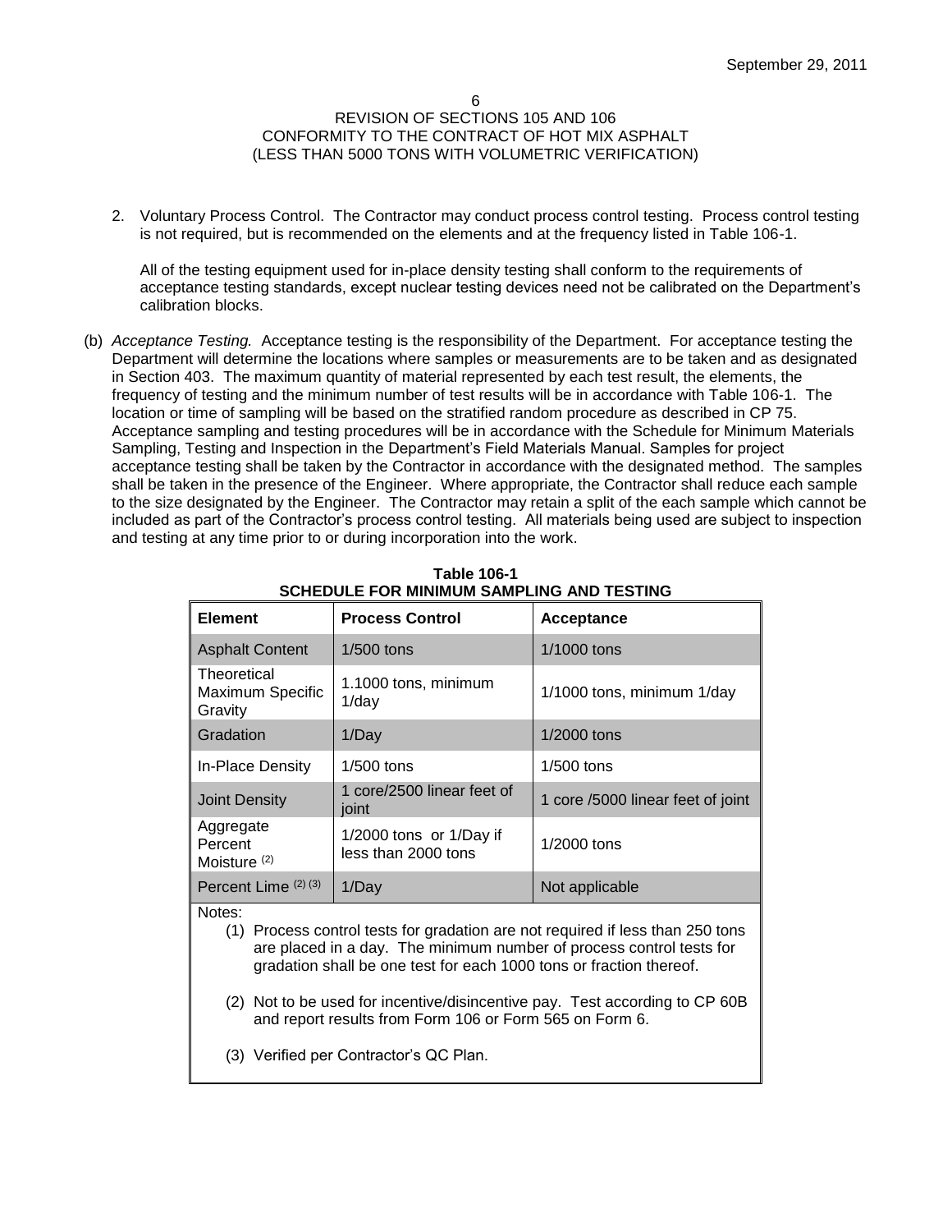2. Voluntary Process Control. The Contractor may conduct process control testing. Process control testing is not required, but is recommended on the elements and at the frequency listed in Table 106-1.

   All of the testing equipment used for in-place density testing shall conform to the requirements of acceptance testing standards, except nuclear testing devices need not be calibrated on the Department's calibration blocks.

(b) *Acceptance Testing.* Acceptance testing is the responsibility of the Department. For acceptance testing the Department will determine the locations where samples or measurements are to be taken and as designated in Section 403. The maximum quantity of material represented by each test result, the elements, the frequency of testing and the minimum number of test results will be in accordance with Table 106-1. The location or time of sampling will be based on the stratified random procedure as described in CP 75. Acceptance sampling and testing procedures will be in accordance with the Schedule for Minimum Materials Sampling, Testing and Inspection in the Department's Field Materials Manual. Samples for project acceptance testing shall be taken by the Contractor in accordance with the designated method. The samples shall be taken in the presence of the Engineer. Where appropriate, the Contractor shall reduce each sample to the size designated by the Engineer. The Contractor may retain a split of the each sample which cannot be included as part of the Contractor's process control testing. All materials being used are subject to inspection and testing at any time prior to or during incorporation into the work.

**Table 106-1**
**SCHEDULE FOR MINIMUM SAMPLING AND TESTING**

| Element | Process Control | Acceptance |
|---|---|---|
| Asphalt Content | 1/500 tons | 1/1000 tons |
| Theoretical Maximum Specific Gravity | 1.1000 tons, minimum 1/day | 1/1000 tons, minimum 1/day |
| Gradation | 1/Day | 1/2000 tons |
| In-Place Density | 1/500 tons | 1/500 tons |
| Joint Density | 1 core/2500 linear feet of joint | 1 core /5000 linear feet of joint |
| Aggregate Percent Moisture (2) | 1/2000 tons or 1/Day if less than 2000 tons | 1/2000 tons |
| Percent Lime (2) (3) | 1/Day | Not applicable |

Notes:

(1) Process control tests for gradation are not required if less than 250 tons are placed in a day. The minimum number of process control tests for gradation shall be one test for each 1000 tons or fraction thereof.

(2) Not to be used for incentive/disincentive pay. Test according to CP 60B and report results from Form 106 or Form 565 on Form 6.

(3) Verified per Contractor's QC Plan.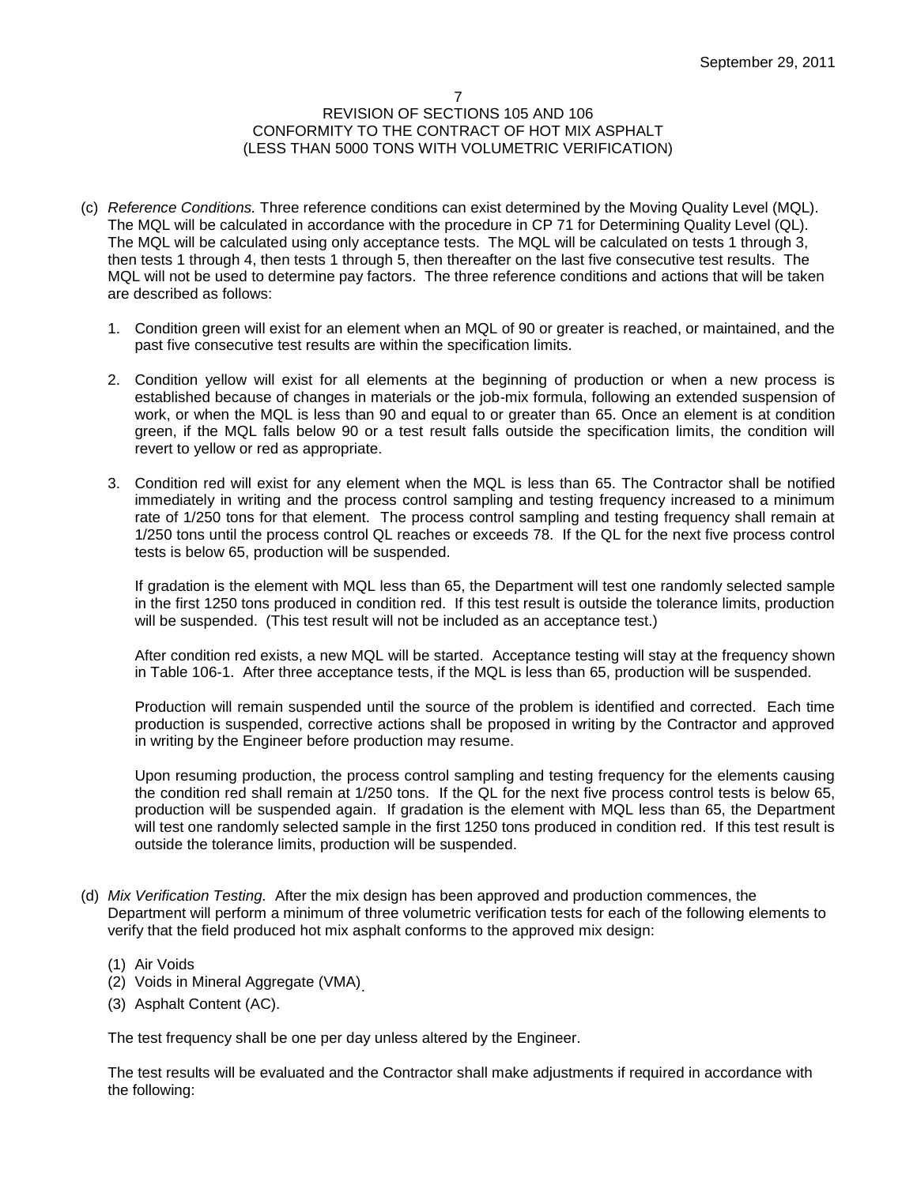(c) *Reference Conditions.* Three reference conditions can exist determined by the Moving Quality Level (MQL). The MQL will be calculated in accordance with the procedure in CP 71 for Determining Quality Level (QL). The MQL will be calculated using only acceptance tests. The MQL will be calculated on tests 1 through 3, then tests 1 through 4, then tests 1 through 5, then thereafter on the last five consecutive test results. The MQL will not be used to determine pay factors. The three reference conditions and actions that will be taken are described as follows:

1. Condition green will exist for an element when an MQL of 90 or greater is reached, or maintained, and the past five consecutive test results are within the specification limits.

2. Condition yellow will exist for all elements at the beginning of production or when a new process is established because of changes in materials or the job-mix formula, following an extended suspension of work, or when the MQL is less than 90 and equal to or greater than 65. Once an element is at condition green, if the MQL falls below 90 or a test result falls outside the specification limits, the condition will revert to yellow or red as appropriate.

3. Condition red will exist for any element when the MQL is less than 65. The Contractor shall be notified immediately in writing and the process control sampling and testing frequency increased to a minimum rate of 1/250 tons for that element. The process control sampling and testing frequency shall remain at 1/250 tons until the process control QL reaches or exceeds 78. If the QL for the next five process control tests is below 65, production will be suspended.

   If gradation is the element with MQL less than 65, the Department will test one randomly selected sample in the first 1250 tons produced in condition red. If this test result is outside the tolerance limits, production will be suspended. (This test result will not be included as an acceptance test.)

   After condition red exists, a new MQL will be started. Acceptance testing will stay at the frequency shown in Table 106-1. After three acceptance tests, if the MQL is less than 65, production will be suspended.

   Production will remain suspended until the source of the problem is identified and corrected. Each time production is suspended, corrective actions shall be proposed in writing by the Contractor and approved in writing by the Engineer before production may resume.

   Upon resuming production, the process control sampling and testing frequency for the elements causing the condition red shall remain at 1/250 tons. If the QL for the next five process control tests is below 65, production will be suspended again. If gradation is the element with MQL less than 65, the Department will test one randomly selected sample in the first 1250 tons produced in condition red. If this test result is outside the tolerance limits, production will be suspended.

(d) *Mix Verification Testing.* After the mix design has been approved and production commences, the Department will perform a minimum of three volumetric verification tests for each of the following elements to verify that the field produced hot mix asphalt conforms to the approved mix design:

(1) Air Voids
(2) Voids in Mineral Aggregate (VMA)
(3) Asphalt Content (AC).

The test frequency shall be one per day unless altered by the Engineer.

The test results will be evaluated and the Contractor shall make adjustments if required in accordance with the following: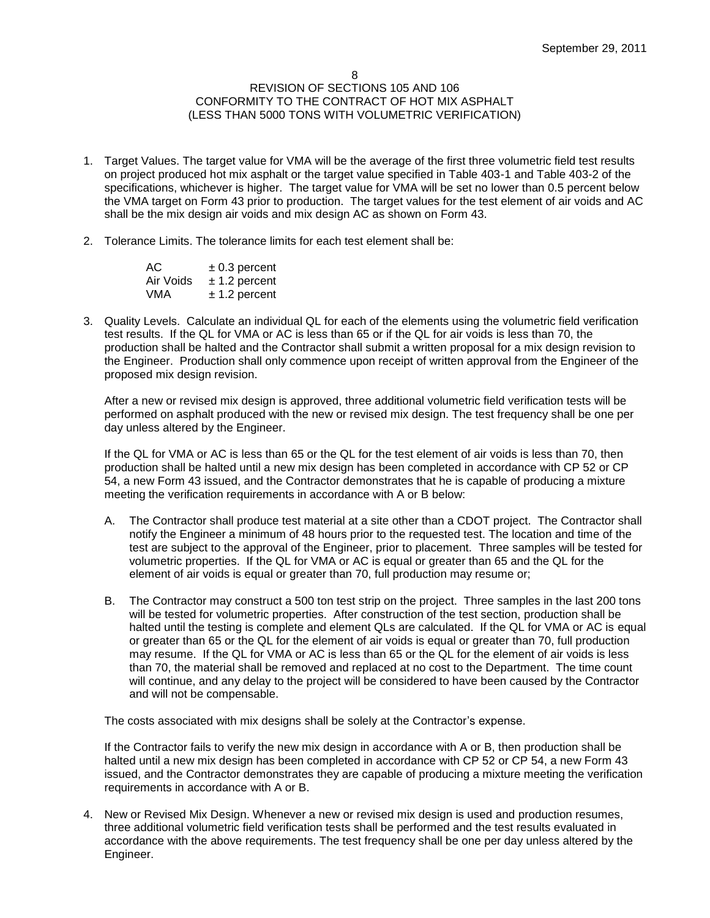# REVISION OF SECTIONS 105 AND 106
# CONFORMITY TO THE CONTRACT OF HOT MIX ASPHALT
# (LESS THAN 5000 TONS WITH VOLUMETRIC VERIFICATION)

1. Target Values. The target value for VMA will be the average of the first three volumetric field test results on project produced hot mix asphalt or the target value specified in Table 403-1 and Table 403-2 of the specifications, whichever is higher. The target value for VMA will be set no lower than 0.5 percent below the VMA target on Form 43 prior to production. The target values for the test element of air voids and AC shall be the mix design air voids and mix design AC as shown on Form 43.

2. Tolerance Limits. The tolerance limits for each test element shall be:

   | | |
   |---|---|
   | AC | ± 0.3 percent |
   | Air Voids | ± 1.2 percent |
   | VMA | ± 1.2 percent |

3. Quality Levels. Calculate an individual QL for each of the elements using the volumetric field verification test results. If the QL for VMA or AC is less than 65 or if the QL for air voids is less than 70, the production shall be halted and the Contractor shall submit a written proposal for a mix design revision to the Engineer. Production shall only commence upon receipt of written approval from the Engineer of the proposed mix design revision.

   After a new or revised mix design is approved, three additional volumetric field verification tests will be performed on asphalt produced with the new or revised mix design. The test frequency shall be one per day unless altered by the Engineer.

   If the QL for VMA or AC is less than 65 or the QL for the test element of air voids is less than 70, then production shall be halted until a new mix design has been completed in accordance with CP 52 or CP 54, a new Form 43 issued, and the Contractor demonstrates that he is capable of producing a mixture meeting the verification requirements in accordance with A or B below:

   A. The Contractor shall produce test material at a site other than a CDOT project. The Contractor shall notify the Engineer a minimum of 48 hours prior to the requested test. The location and time of the test are subject to the approval of the Engineer, prior to placement. Three samples will be tested for volumetric properties. If the QL for VMA or AC is equal or greater than 65 and the QL for the element of air voids is equal or greater than 70, full production may resume or;

   B. The Contractor may construct a 500 ton test strip on the project. Three samples in the last 200 tons will be tested for volumetric properties. After construction of the test section, production shall be halted until the testing is complete and element QLs are calculated. If the QL for VMA or AC is equal or greater than 65 or the QL for the element of air voids is equal or greater than 70, full production may resume. If the QL for VMA or AC is less than 65 or the QL for the element of air voids is less than 70, the material shall be removed and replaced at no cost to the Department. The time count will continue, and any delay to the project will be considered to have been caused by the Contractor and will not be compensable.

   The costs associated with mix designs shall be solely at the Contractor's expense.

   If the Contractor fails to verify the new mix design in accordance with A or B, then production shall be halted until a new mix design has been completed in accordance with CP 52 or CP 54, a new Form 43 issued, and the Contractor demonstrates they are capable of producing a mixture meeting the verification requirements in accordance with A or B.

4. New or Revised Mix Design. Whenever a new or revised mix design is used and production resumes, three additional volumetric field verification tests shall be performed and the test results evaluated in accordance with the above requirements. The test frequency shall be one per day unless altered by the Engineer.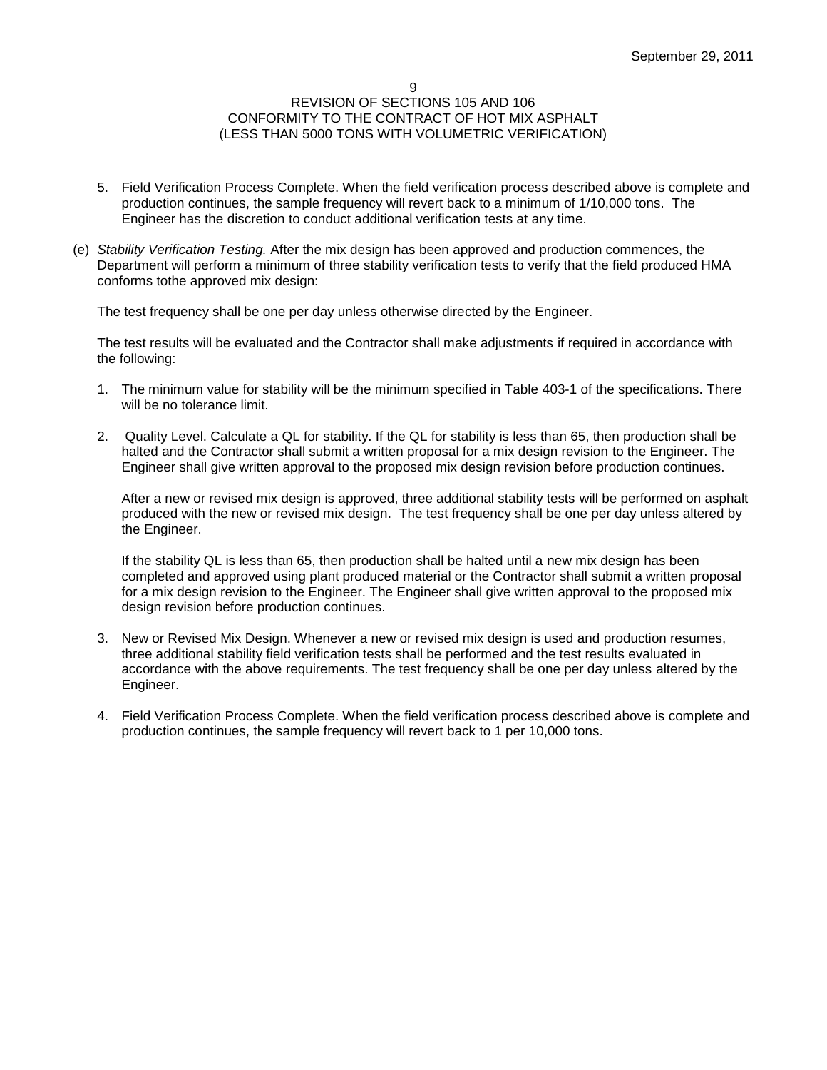5. Field Verification Process Complete. When the field verification process described above is complete and production continues, the sample frequency will revert back to a minimum of 1/10,000 tons. The Engineer has the discretion to conduct additional verification tests at any time.

(e) *Stability Verification Testing.* After the mix design has been approved and production commences, the Department will perform a minimum of three stability verification tests to verify that the field produced HMA conforms tothe approved mix design:

The test frequency shall be one per day unless otherwise directed by the Engineer.

The test results will be evaluated and the Contractor shall make adjustments if required in accordance with the following:

1. The minimum value for stability will be the minimum specified in Table 403-1 of the specifications. There will be no tolerance limit.

2. Quality Level. Calculate a QL for stability. If the QL for stability is less than 65, then production shall be halted and the Contractor shall submit a written proposal for a mix design revision to the Engineer. The Engineer shall give written approval to the proposed mix design revision before production continues.

   After a new or revised mix design is approved, three additional stability tests will be performed on asphalt produced with the new or revised mix design. The test frequency shall be one per day unless altered by the Engineer.

   If the stability QL is less than 65, then production shall be halted until a new mix design has been completed and approved using plant produced material or the Contractor shall submit a written proposal for a mix design revision to the Engineer. The Engineer shall give written approval to the proposed mix design revision before production continues.

3. New or Revised Mix Design. Whenever a new or revised mix design is used and production resumes, three additional stability field verification tests shall be performed and the test results evaluated in accordance with the above requirements. The test frequency shall be one per day unless altered by the Engineer.

4. Field Verification Process Complete. When the field verification process described above is complete and production continues, the sample frequency will revert back to 1 per 10,000 tons.